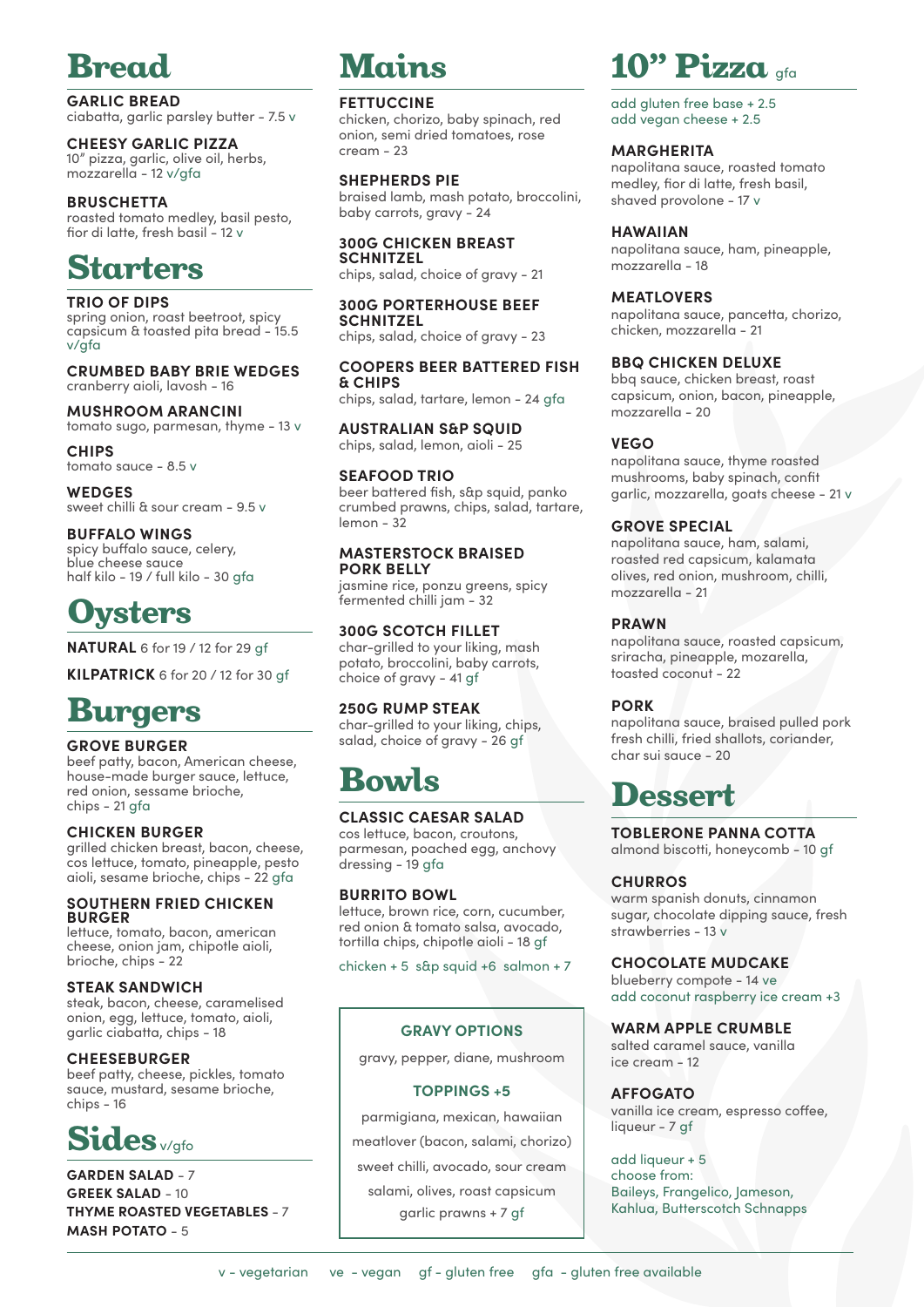# Bread

**GARLIC BREAD**
ciabatta, garlic parsley butter - 7.5 v

**CHEESY GARLIC PIZZA**
10" pizza, garlic, olive oil, herbs, mozzarella - 12 v/gfa

**BRUSCHETTA**
roasted tomato medley, basil pesto, fior di latte, fresh basil - 12 v

# Starters

**TRIO OF DIPS**
spring onion, roast beetroot, spicy capsicum & toasted pita bread - 15.5 v/gfa

**CRUMBED BABY BRIE WEDGES**
cranberry aioli, lavosh - 16

**MUSHROOM ARANCINI**
tomato sugo, parmesan, thyme - 13 v

**CHIPS**
tomato sauce - 8.5 v

**WEDGES**
sweet chilli & sour cream - 9.5 v

**BUFFALO WINGS**
spicy buffalo sauce, celery, blue cheese sauce
half kilo - 19 / full kilo - 30 gfa

# Oysters

**NATURAL** 6 for 19 / 12 for 29 gf

**KILPATRICK** 6 for 20 / 12 for 30 gf

# Burgers

**GROVE BURGER**
beef patty, bacon, American cheese, house-made burger sauce, lettuce, red onion, sesame brioche, chips - 21 gfa

**CHICKEN BURGER**
grilled chicken breast, bacon, cheese, cos lettuce, tomato, pineapple, pesto aioli, sesame brioche, chips - 22 gfa

**SOUTHERN FRIED CHICKEN BURGER**
lettuce, tomato, bacon, american cheese, onion jam, chipotle aioli, brioche, chips - 22

**STEAK SANDWICH**
steak, bacon, cheese, caramelised onion, egg, lettuce, tomato, aioli, garlic ciabatta, chips - 18

**CHEESEBURGER**
beef patty, cheese, pickles, tomato sauce, mustard, sesame brioche, chips - 16

# Sides v/gfo

**GARDEN SALAD** - 7
**GREEK SALAD** - 10
**THYME ROASTED VEGETABLES** - 7
**MASH POTATO** - 5

# Mains

**FETTUCCINE**
chicken, chorizo, baby spinach, red onion, semi dried tomatoes, rose cream - 23

**SHEPHERDS PIE**
braised lamb, mash potato, broccolini, baby carrots, gravy - 24

**300G CHICKEN BREAST SCHNITZEL**
chips, salad, choice of gravy - 21

**300G PORTERHOUSE BEEF SCHNITZEL**
chips, salad, choice of gravy - 23

**COOPERS BEER BATTERED FISH & CHIPS**
chips, salad, tartare, lemon - 24 gfa

**AUSTRALIAN S&P SQUID**
chips, salad, lemon, aioli - 25

**SEAFOOD TRIO**
beer battered fish, s&p squid, panko crumbed prawns, chips, salad, tartare, lemon - 32

**MASTERSTOCK BRAISED PORK BELLY**
jasmine rice, ponzu greens, spicy fermented chilli jam - 32

**300G SCOTCH FILLET**
char-grilled to your liking, mash potato, broccolini, baby carrots, choice of gravy - 41 gf

**250G RUMP STEAK**
char-grilled to your liking, chips, salad, choice of gravy - 26 gf

# Bowls

**CLASSIC CAESAR SALAD**
cos lettuce, bacon, croutons, parmesan, poached egg, anchovy dressing - 19 gfa

**BURRITO BOWL**
lettuce, brown rice, corn, cucumber, red onion & tomato salsa, avocado, tortilla chips, chipotle aioli - 18 gf

chicken + 5 s&p squid +6 salmon + 7

**GRAVY OPTIONS**
gravy, pepper, diane, mushroom

**TOPPINGS +5**
parmigiana, mexican, hawaiian
meatlover (bacon, salami, chorizo)
sweet chilli, avocado, sour cream
salami, olives, roast capsicum
garlic prawns + 7 gf

# 10" Pizza gfa

add gluten free base + 2.5
add vegan cheese + 2.5

**MARGHERITA**
napolitana sauce, roasted tomato medley, fior di latte, fresh basil, shaved provolone - 17 v

**HAWAIIAN**
napolitana sauce, ham, pineapple, mozzarella - 18

**MEATLOVERS**
napolitana sauce, pancetta, chorizo, chicken, mozzarella - 21

**BBQ CHICKEN DELUXE**
bbq sauce, chicken breast, roast capsicum, onion, bacon, pineapple, mozzarella - 20

**VEGO**
napolitana sauce, thyme roasted mushrooms, baby spinach, confit garlic, mozzarella, goats cheese - 21 v

**GROVE SPECIAL**
napolitana sauce, ham, salami, roasted red capsicum, kalamata olives, red onion, mushroom, chilli, mozzarella - 21

**PRAWN**
napolitana sauce, roasted capsicum, sriracha, pineapple, mozarella, toasted coconut - 22

**PORK**
napolitana sauce, braised pulled pork fresh chilli, fried shallots, coriander, char sui sauce - 20

# Dessert

**TOBLERONE PANNA COTTA**
almond biscotti, honeycomb - 10 gf

**CHURROS**
warm spanish donuts, cinnamon sugar, chocolate dipping sauce, fresh strawberries - 13 v

**CHOCOLATE MUDCAKE**
blueberry compote - 14 ve
add coconut raspberry ice cream +3

**WARM APPLE CRUMBLE**
salted caramel sauce, vanilla ice cream - 12

**AFFOGATO**
vanilla ice cream, espresso coffee, liqueur - 7 gf

add liqueur + 5
choose from:
Baileys, Frangelico, Jameson, Kahlua, Butterscotch Schnapps

v - vegetarian ve - vegan gf - gluten free gfa - gluten free available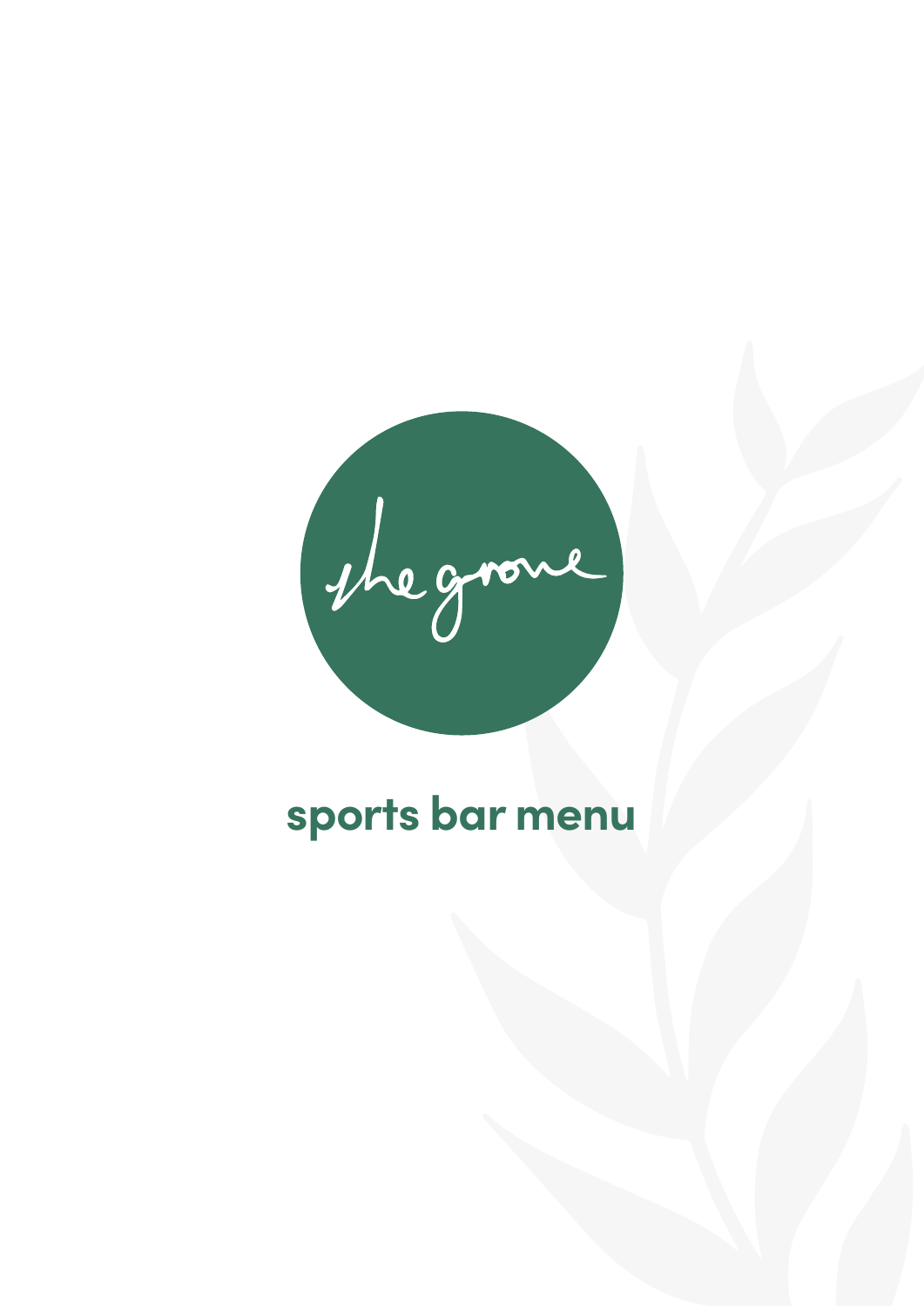the grove

# sports bar menu